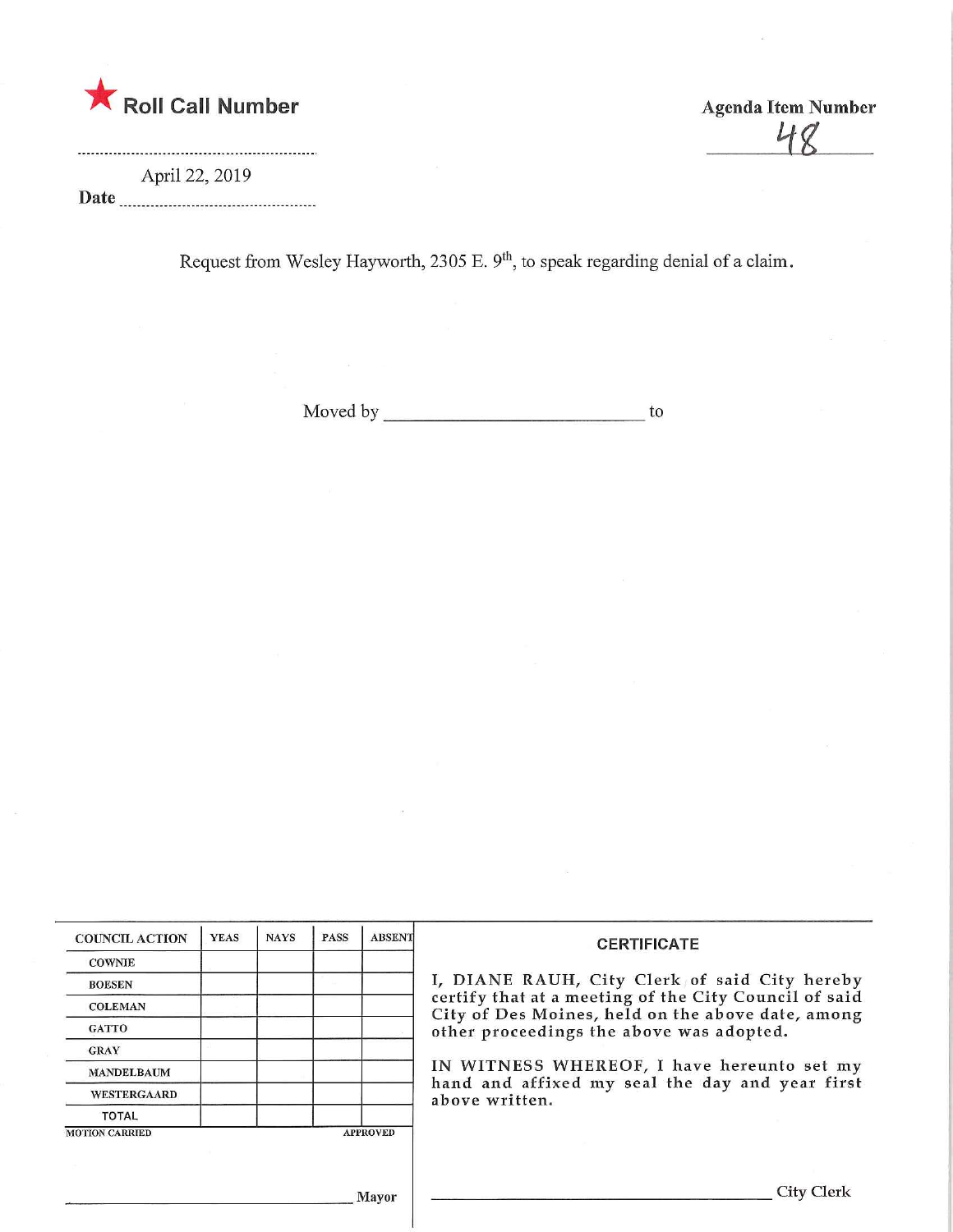★ **Roll Call Number**

**Agenda Item Number**

48

April 22, 2019

**Date** ..............................................

Request from Wesley Hayworth, 2305 E. 9th, to speak regarding denial of a claim.

Moved by ______________________________ to

| COUNCIL ACTION | YEAS | NAYS | PASS | ABSENT |
|---|---|---|---|---|
| COWNIE | | | | |
| BOESEN | | | | |
| COLEMAN | | | | |
| GATTO | | | | |
| GRAY | | | | |
| MANDELBAUM | | | | |
| WESTERGAARD | | | | |
| TOTAL | | | | |

MOTION CARRIED APPROVED

______________________________ Mayor

**CERTIFICATE**

I, DIANE RAUH, City Clerk of said City hereby certify that at a meeting of the City Council of said City of Des Moines, held on the above date, among other proceedings the above was adopted.

IN WITNESS WHEREOF, I have hereunto set my hand and affixed my seal the day and year first above written.

______________________________ City Clerk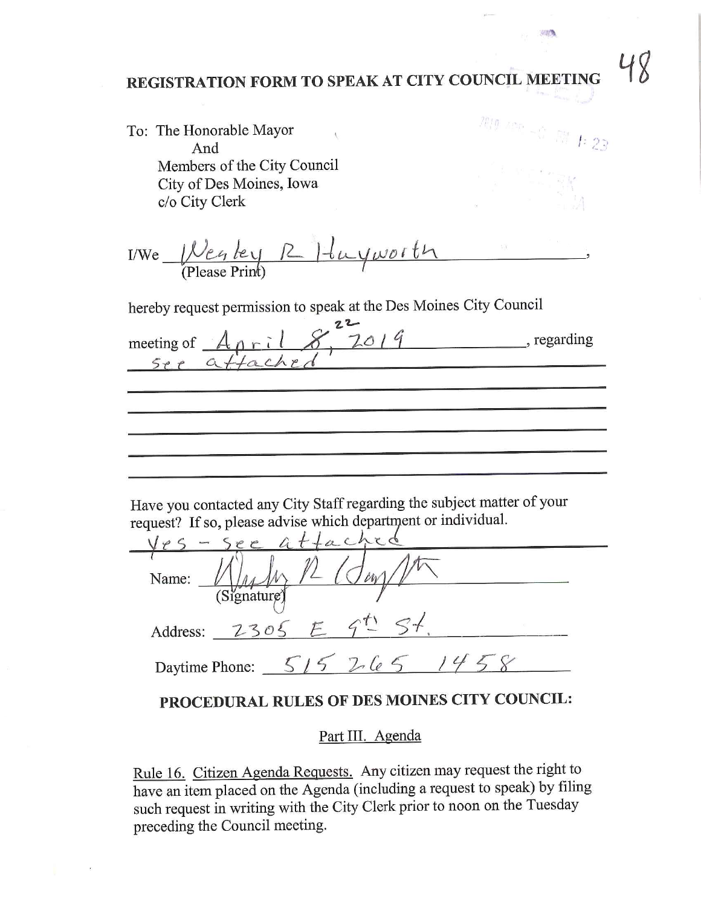48

# REGISTRATION FORM TO SPEAK AT CITY COUNCIL MEETING

To: The Honorable Mayor
And
Members of the City Council
City of Des Moines, Iowa
c/o City Clerk

I/We Wesley R Hayworth,
(Please Print)

hereby request permission to speak at the Des Moines City Council

meeting of April ~~8~~ 22, 2019, regarding
see attached

Have you contacted any City Staff regarding the subject matter of your request? If so, please advise which department or individual.
Yes - see attached

Name: Wesley R Hayworth
(Signature)

Address: 2305 E 9th St.

Daytime Phone: 515 265 1458

## PROCEDURAL RULES OF DES MOINES CITY COUNCIL:

Part III. Agenda

Rule 16. Citizen Agenda Requests. Any citizen may request the right to have an item placed on the Agenda (including a request to speak) by filing such request in writing with the City Clerk prior to noon on the Tuesday preceding the Council meeting.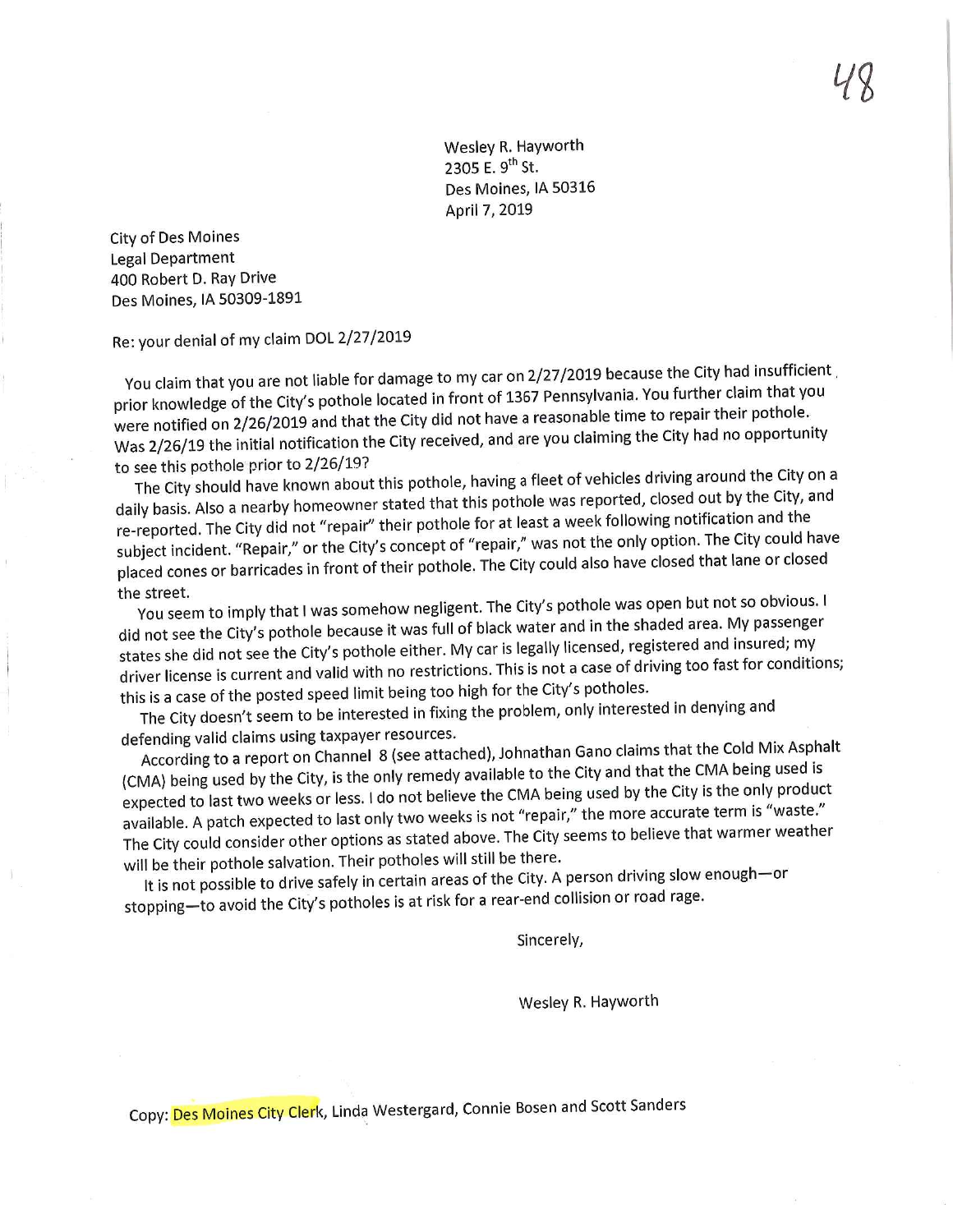48

Wesley R. Hayworth
2305 E. 9th St.
Des Moines, IA 50316
April 7, 2019

City of Des Moines
Legal Department
400 Robert D. Ray Drive
Des Moines, IA 50309-1891

Re: your denial of my claim DOL 2/27/2019

You claim that you are not liable for damage to my car on 2/27/2019 because the City had insufficient prior knowledge of the City's pothole located in front of 1367 Pennsylvania. You further claim that you were notified on 2/26/2019 and that the City did not have a reasonable time to repair their pothole. Was 2/26/19 the initial notification the City received, and are you claiming the City had no opportunity to see this pothole prior to 2/26/19?

The City should have known about this pothole, having a fleet of vehicles driving around the City on a daily basis. Also a nearby homeowner stated that this pothole was reported, closed out by the City, and re-reported. The City did not "repair" their pothole for at least a week following notification and the subject incident. "Repair," or the City's concept of "repair," was not the only option. The City could have placed cones or barricades in front of their pothole. The City could also have closed that lane or closed the street.

You seem to imply that I was somehow negligent. The City's pothole was open but not so obvious. I did not see the City's pothole because it was full of black water and in the shaded area. My passenger states she did not see the City's pothole either. My car is legally licensed, registered and insured; my driver license is current and valid with no restrictions. This is not a case of driving too fast for conditions; this is a case of the posted speed limit being too high for the City's potholes.

The City doesn't seem to be interested in fixing the problem, only interested in denying and defending valid claims using taxpayer resources.

According to a report on Channel 8 (see attached), Johnathan Gano claims that the Cold Mix Asphalt (CMA) being used by the City, is the only remedy available to the City and that the CMA being used is expected to last two weeks or less. I do not believe the CMA being used by the City is the only product available. A patch expected to last only two weeks is not "repair," the more accurate term is "waste." The City could consider other options as stated above. The City seems to believe that warmer weather will be their pothole salvation. Their potholes will still be there.

It is not possible to drive safely in certain areas of the City. A person driving slow enough—or stopping—to avoid the City's potholes is at risk for a rear-end collision or road rage.

Sincerely,

Wesley R. Hayworth

Copy: Des Moines City Clerk, Linda Westergard, Connie Bosen and Scott Sanders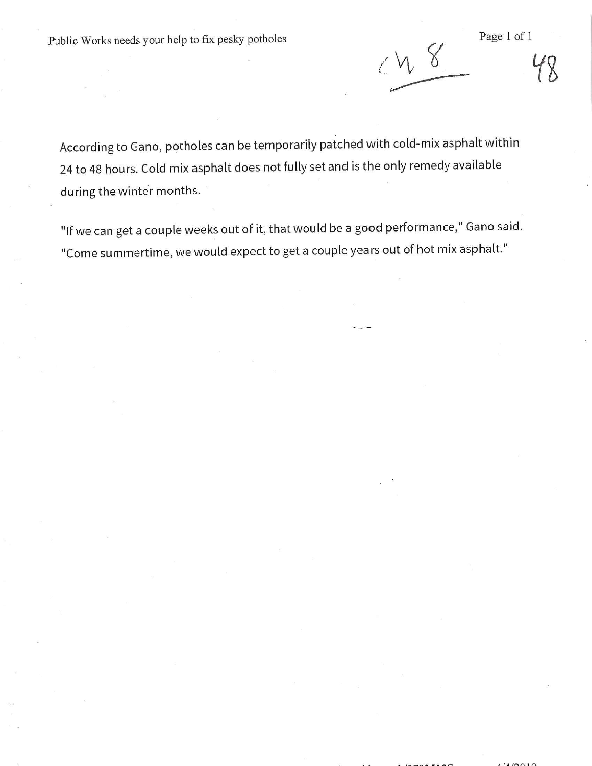According to Gano, potholes can be temporarily patched with cold-mix asphalt within 24 to 48 hours. Cold mix asphalt does not fully set and is the only remedy available during the winter months.

"If we can get a couple weeks out of it, that would be a good performance," Gano said. "Come summertime, we would expect to get a couple years out of hot mix asphalt."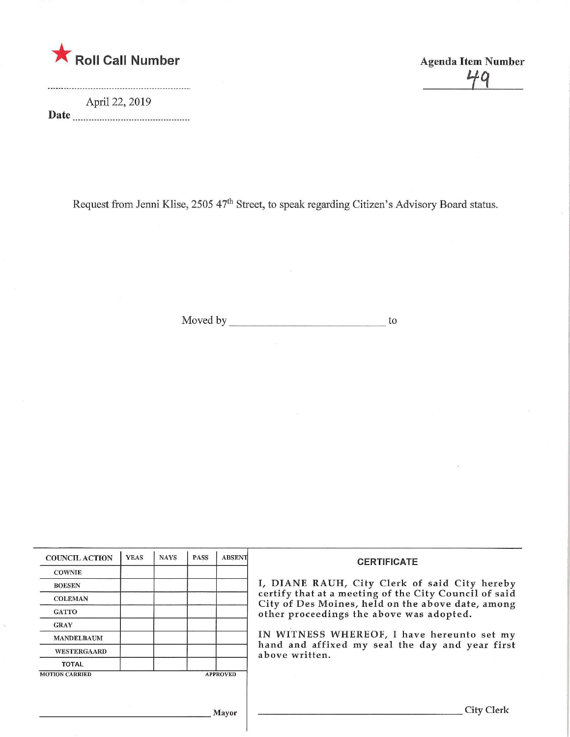★ **Roll Call Number**

Date April 22, 2019

**Agenda Item Number** 49

Request from Jenni Klise, 2505 47[th] Street, to speak regarding Citizen's Advisory Board status.

Moved by ______________________ to

| COUNCIL ACTION | YEAS | NAYS | PASS | ABSENT |
|---|---|---|---|---|
| COWNIE | | | | |
| BOESEN | | | | |
| COLEMAN | | | | |
| GATTO | | | | |
| GRAY | | | | |
| MANDELBAUM | | | | |
| WESTERGAARD | | | | |
| TOTAL | | | | |

MOTION CARRIED APPROVED

______________________ Mayor

**CERTIFICATE**

I, DIANE RAUH, City Clerk of said City hereby certify that at a meeting of the City Council of said City of Des Moines, held on the above date, among other proceedings the above was adopted.

IN WITNESS WHEREOF, I have hereunto set my hand and affixed my seal the day and year first above written.

______________________ City Clerk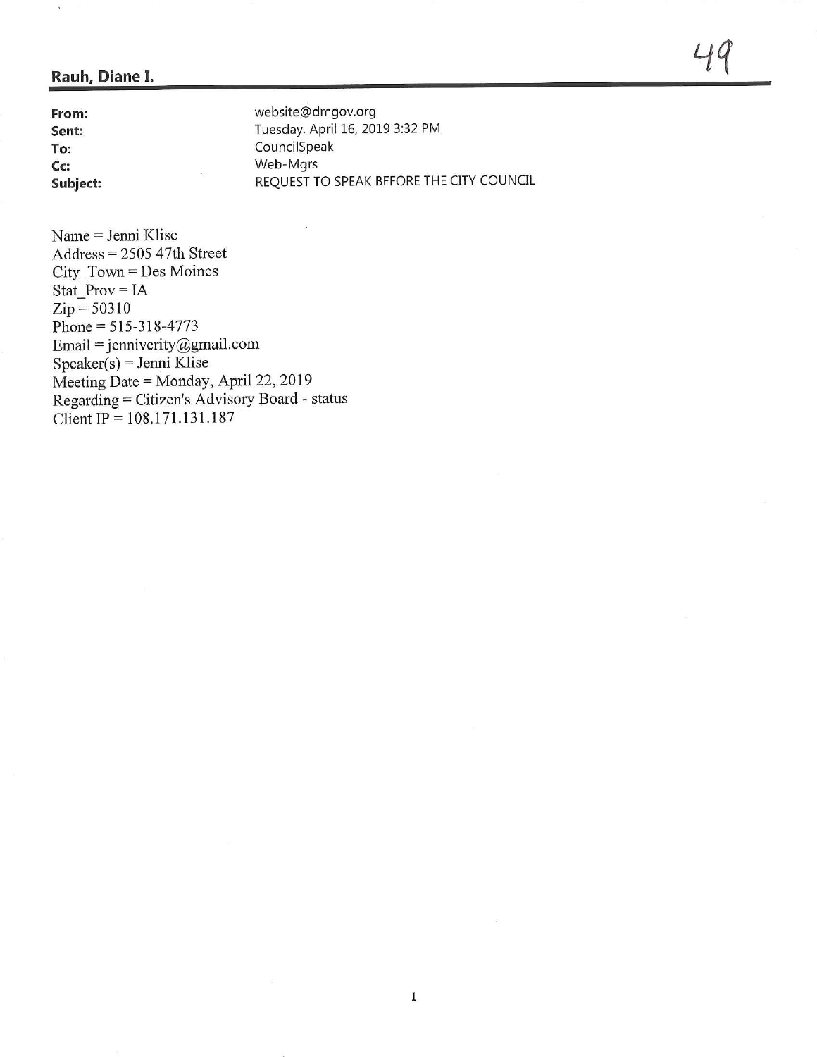49

**Rauh, Diane I.**

| | |
|---|---|
| **From:** | website@dmgov.org |
| **Sent:** | Tuesday, April 16, 2019 3:32 PM |
| **To:** | CouncilSpeak |
| **Cc:** | Web-Mgrs |
| **Subject:** | REQUEST TO SPEAK BEFORE THE CITY COUNCIL |

Name = Jenni Klise
Address = 2505 47th Street
City_Town = Des Moines
Stat_Prov = IA
Zip = 50310
Phone = 515-318-4773
Email = jenniverity@gmail.com
Speaker(s) = Jenni Klise
Meeting Date = Monday, April 22, 2019
Regarding = Citizen's Advisory Board - status
Client IP = 108.171.131.187